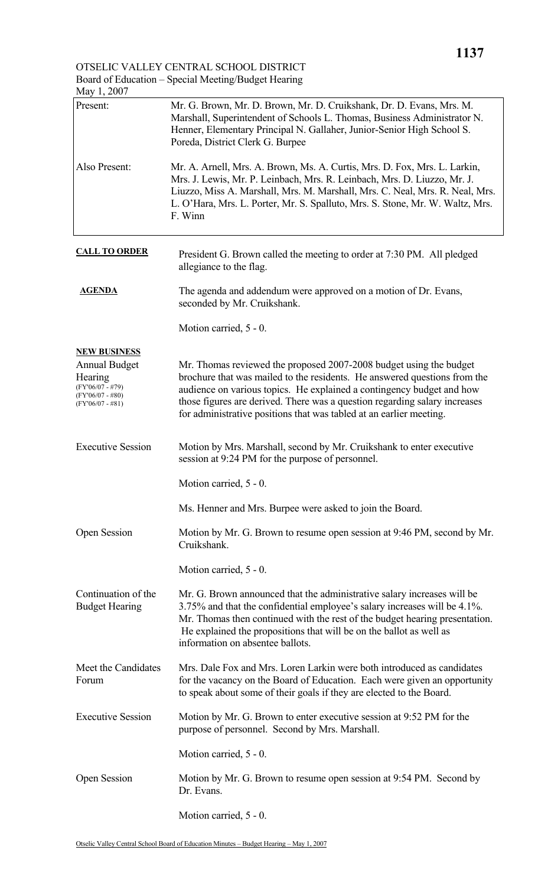OTSELIC VALLEY CENTRAL SCHOOL DISTRICT
Board of Education – Special Meeting/Budget Hearing
May 1, 2007

| | |
|---|---|
| Present: | Mr. G. Brown, Mr. D. Brown, Mr. D. Cruikshank, Dr. D. Evans, Mrs. M. Marshall, Superintendent of Schools L. Thomas, Business Administrator N. Henner, Elementary Principal N. Gallaher, Junior-Senior High School S. Poreda, District Clerk G. Burpee |
| Also Present: | Mr. A. Arnell, Mrs. A. Brown, Ms. A. Curtis, Mrs. D. Fox, Mrs. L. Larkin, Mrs. J. Lewis, Mr. P. Leinbach, Mrs. R. Leinbach, Mrs. D. Liuzzo, Mr. J. Liuzzo, Miss A. Marshall, Mrs. M. Marshall, Mrs. C. Neal, Mrs. R. Neal, Mrs. L. O'Hara, Mrs. L. Porter, Mr. S. Spalluto, Mrs. S. Stone, Mr. W. Waltz, Mrs. F. Winn |

**CALL TO ORDER**

President G. Brown called the meeting to order at 7:30 PM. All pledged allegiance to the flag.

**AGENDA**

The agenda and addendum were approved on a motion of Dr. Evans, seconded by Mr. Cruikshank.

Motion carried, 5 - 0.

**NEW BUSINESS**

Annual Budget Hearing
(FY'06/07 - #79)
(FY'06/07 - #80)
(FY'06/07 - #81)

Mr. Thomas reviewed the proposed 2007-2008 budget using the budget brochure that was mailed to the residents. He answered questions from the audience on various topics. He explained a contingency budget and how those figures are derived. There was a question regarding salary increases for administrative positions that was tabled at an earlier meeting.

Executive Session

Motion by Mrs. Marshall, second by Mr. Cruikshank to enter executive session at 9:24 PM for the purpose of personnel.

Motion carried, 5 - 0.

Ms. Henner and Mrs. Burpee were asked to join the Board.

Open Session

Motion by Mr. G. Brown to resume open session at 9:46 PM, second by Mr. Cruikshank.

Motion carried, 5 - 0.

Continuation of the Budget Hearing

Mr. G. Brown announced that the administrative salary increases will be 3.75% and that the confidential employee's salary increases will be 4.1%. Mr. Thomas then continued with the rest of the budget hearing presentation. He explained the propositions that will be on the ballot as well as information on absentee ballots.

Meet the Candidates Forum

Mrs. Dale Fox and Mrs. Loren Larkin were both introduced as candidates for the vacancy on the Board of Education. Each were given an opportunity to speak about some of their goals if they are elected to the Board.

Executive Session

Motion by Mr. G. Brown to enter executive session at 9:52 PM for the purpose of personnel. Second by Mrs. Marshall.

Motion carried, 5 - 0.

Open Session

Motion by Mr. G. Brown to resume open session at 9:54 PM. Second by Dr. Evans.

Motion carried, 5 - 0.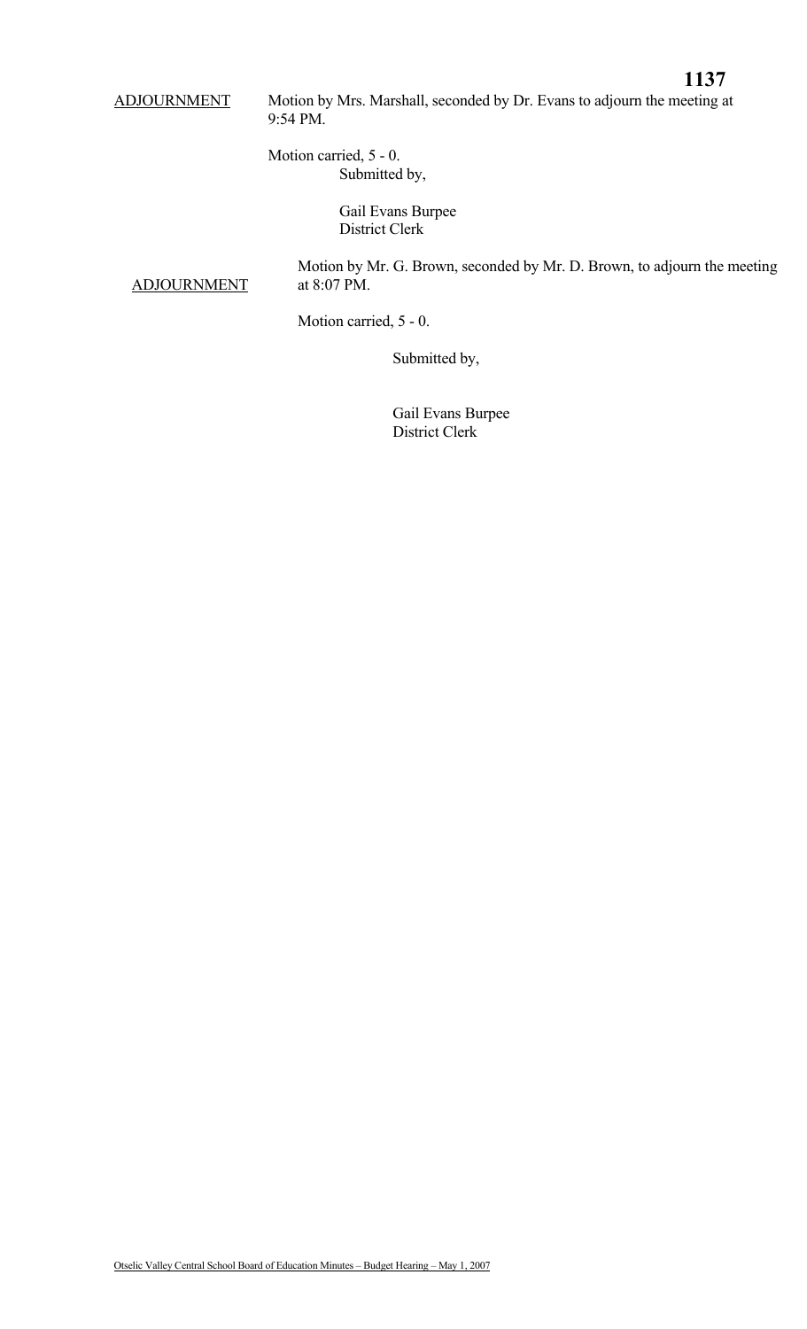ADJOURNMENT Motion by Mrs. Marshall, seconded by Dr. Evans to adjourn the meeting at 9:54 PM.

Motion carried, 5 - 0.

Submitted by,

Gail Evans Burpee
District Clerk

ADJOURNMENT Motion by Mr. G. Brown, seconded by Mr. D. Brown, to adjourn the meeting at 8:07 PM.

Motion carried, 5 - 0.

Submitted by,

Gail Evans Burpee
District Clerk